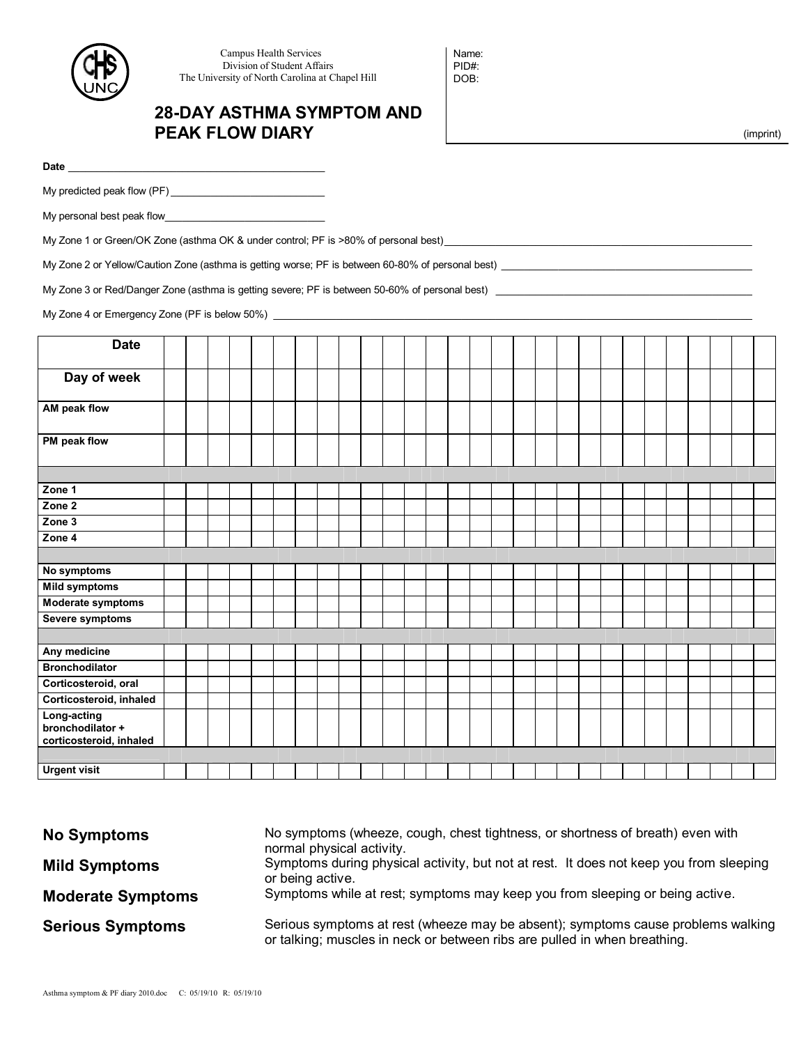Campus Health Services
Division of Student Affairs
The University of North Carolina at Chapel Hill

Name:
PID#:
DOB:

(imprint)

# 28-DAY ASTHMA SYMPTOM AND PEAK FLOW DIARY

**Date** ___________________________________________

My predicted peak flow (PF) ___________________________

My personal best peak flow_____________________________

My Zone 1 or Green/OK Zone (asthma OK & under control; PF is >80% of personal best)_______________________________________________

My Zone 2 or Yellow/Caution Zone (asthma is getting worse; PF is between 60-80% of personal best) ___________________________________

My Zone 3 or Red/Danger Zone (asthma is getting severe; PF is between 50-60% of personal best) ____________________________________

My Zone 4 or Emergency Zone (PF is below 50%) ___________________________________________________________________

| **Date** | | | | | | | | | | | | | | | | | | | | | | | | | | | | |
|---|---|---|---|---|---|---|---|---|---|---|---|---|---|---|---|---|---|---|---|---|---|---|---|---|---|---|---|---|
| **Day of week** | | | | | | | | | | | | | | | | | | | | | | | | | | | | |
| **AM peak flow** | | | | | | | | | | | | | | | | | | | | | | | | | | | | |
| **PM peak flow** | | | | | | | | | | | | | | | | | | | | | | | | | | | | |
| | | | | | | | | | | | | | | | | | | | | | | | | | | | | |
| **Zone 1** | | | | | | | | | | | | | | | | | | | | | | | | | | | | |
| **Zone 2** | | | | | | | | | | | | | | | | | | | | | | | | | | | | |
| **Zone 3** | | | | | | | | | | | | | | | | | | | | | | | | | | | | |
| **Zone 4** | | | | | | | | | | | | | | | | | | | | | | | | | | | | |
| | | | | | | | | | | | | | | | | | | | | | | | | | | | | |
| **No symptoms** | | | | | | | | | | | | | | | | | | | | | | | | | | | | |
| **Mild symptoms** | | | | | | | | | | | | | | | | | | | | | | | | | | | | |
| **Moderate symptoms** | | | | | | | | | | | | | | | | | | | | | | | | | | | | |
| **Severe symptoms** | | | | | | | | | | | | | | | | | | | | | | | | | | | | |
| | | | | | | | | | | | | | | | | | | | | | | | | | | | | |
| **Any medicine** | | | | | | | | | | | | | | | | | | | | | | | | | | | | |
| **Bronchodilator** | | | | | | | | | | | | | | | | | | | | | | | | | | | | |
| **Corticosteroid, oral** | | | | | | | | | | | | | | | | | | | | | | | | | | | | |
| **Corticosteroid, inhaled** | | | | | | | | | | | | | | | | | | | | | | | | | | | | |
| **Long-acting bronchodilator + corticosteroid, inhaled** | | | | | | | | | | | | | | | | | | | | | | | | | | | | |
| | | | | | | | | | | | | | | | | | | | | | | | | | | | | |
| **Urgent visit** | | | | | | | | | | | | | | | | | | | | | | | | | | | | |

| | |
|---|---|
| **No Symptoms** | No symptoms (wheeze, cough, chest tightness, or shortness of breath) even with normal physical activity. |
| **Mild Symptoms** | Symptoms during physical activity, but not at rest. It does not keep you from sleeping or being active. |
| **Moderate Symptoms** | Symptoms while at rest; symptoms may keep you from sleeping or being active. |
| **Serious Symptoms** | Serious symptoms at rest (wheeze may be absent); symptoms cause problems walking or talking; muscles in neck or between ribs are pulled in when breathing. |

Asthma symptom & PF diary 2010.doc C: 05/19/10 R: 05/19/10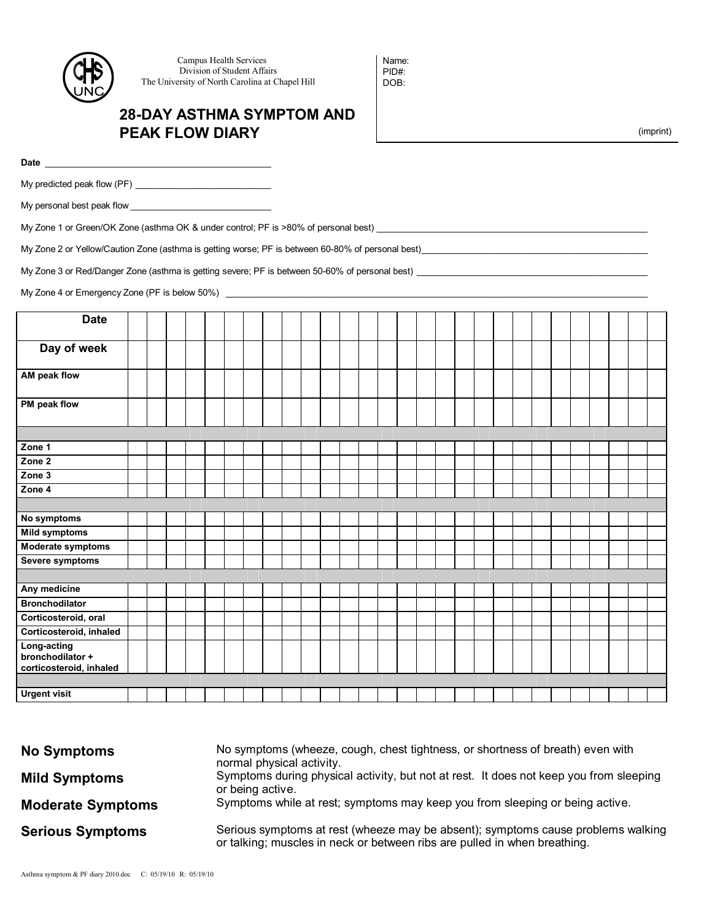Campus Health Services
Division of Student Affairs
The University of North Carolina at Chapel Hill

Name:
PID#:
DOB:

(imprint)

# 28-DAY ASTHMA SYMPTOM AND PEAK FLOW DIARY

Date ______________________________

My predicted peak flow (PF) ______________________________

My personal best peak flow ______________________________

My Zone 1 or Green/OK Zone (asthma OK & under control; PF is >80% of personal best) ______________________________

My Zone 2 or Yellow/Caution Zone (asthma is getting worse; PF is between 60-80% of personal best) ______________________________

My Zone 3 or Red/Danger Zone (asthma is getting severe; PF is between 50-60% of personal best) ______________________________

My Zone 4 or Emergency Zone (PF is below 50%) ______________________________

| Date | | | | | | | | | | | | | | | | | | | | | | | | | | | | |
|---|---|---|---|---|---|---|---|---|---|---|---|---|---|---|---|---|---|---|---|---|---|---|---|---|---|---|---|---|
| Day of week | | | | | | | | | | | | | | | | | | | | | | | | | | | | |
| AM peak flow | | | | | | | | | | | | | | | | | | | | | | | | | | | | |
| PM peak flow | | | | | | | | | | | | | | | | | | | | | | | | | | | | |
| | | | | | | | | | | | | | | | | | | | | | | | | | | | | |
| Zone 1 | | | | | | | | | | | | | | | | | | | | | | | | | | | | |
| Zone 2 | | | | | | | | | | | | | | | | | | | | | | | | | | | | |
| Zone 3 | | | | | | | | | | | | | | | | | | | | | | | | | | | | |
| Zone 4 | | | | | | | | | | | | | | | | | | | | | | | | | | | | |
| | | | | | | | | | | | | | | | | | | | | | | | | | | | | |
| No symptoms | | | | | | | | | | | | | | | | | | | | | | | | | | | | |
| Mild symptoms | | | | | | | | | | | | | | | | | | | | | | | | | | | | |
| Moderate symptoms | | | | | | | | | | | | | | | | | | | | | | | | | | | | |
| Severe symptoms | | | | | | | | | | | | | | | | | | | | | | | | | | | | |
| | | | | | | | | | | | | | | | | | | | | | | | | | | | | |
| Any medicine | | | | | | | | | | | | | | | | | | | | | | | | | | | | |
| Bronchodilator | | | | | | | | | | | | | | | | | | | | | | | | | | | | |
| Corticosteroid, oral | | | | | | | | | | | | | | | | | | | | | | | | | | | | |
| Corticosteroid, inhaled | | | | | | | | | | | | | | | | | | | | | | | | | | | | |
| Long-acting bronchodilator + corticosteroid, inhaled | | | | | | | | | | | | | | | | | | | | | | | | | | | | |
| | | | | | | | | | | | | | | | | | | | | | | | | | | | | |
| Urgent visit | | | | | | | | | | | | | | | | | | | | | | | | | | | | |

**No Symptoms** — No symptoms (wheeze, cough, chest tightness, or shortness of breath) even with normal physical activity.

**Mild Symptoms** — Symptoms during physical activity, but not at rest. It does not keep you from sleeping or being active.

**Moderate Symptoms** — Symptoms while at rest; symptoms may keep you from sleeping or being active.

**Serious Symptoms** — Serious symptoms at rest (wheeze may be absent); symptoms cause problems walking or talking; muscles in neck or between ribs are pulled in when breathing.

Asthma symptom & PF diary 2010.doc C: 05/19/10 R: 05/19/10